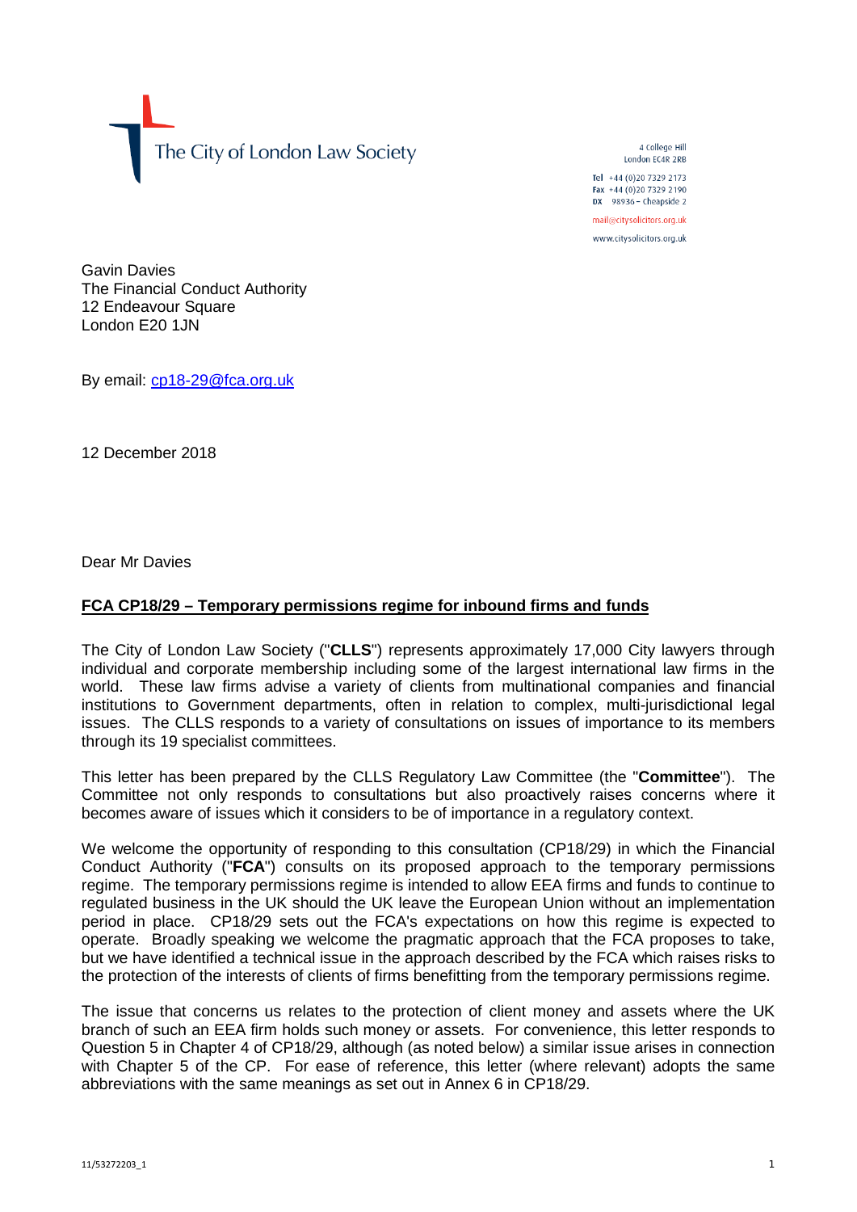The City of London Law Society

4 College Hill
London EC4R 2RB

Tel +44 (0)20 7329 2173
Fax +44 (0)20 7329 2190
DX 98936 – Cheapside 2

mail@citysolicitors.org.uk

www.citysolicitors.org.uk

Gavin Davies
The Financial Conduct Authority
12 Endeavour Square
London E20 1JN

By email: cp18-29@fca.org.uk

12 December 2018

Dear Mr Davies

**FCA CP18/29 – Temporary permissions regime for inbound firms and funds**

The City of London Law Society ("**CLLS**") represents approximately 17,000 City lawyers through individual and corporate membership including some of the largest international law firms in the world. These law firms advise a variety of clients from multinational companies and financial institutions to Government departments, often in relation to complex, multi-jurisdictional legal issues. The CLLS responds to a variety of consultations on issues of importance to its members through its 19 specialist committees.

This letter has been prepared by the CLLS Regulatory Law Committee (the "**Committee**"). The Committee not only responds to consultations but also proactively raises concerns where it becomes aware of issues which it considers to be of importance in a regulatory context.

We welcome the opportunity of responding to this consultation (CP18/29) in which the Financial Conduct Authority ("**FCA**") consults on its proposed approach to the temporary permissions regime. The temporary permissions regime is intended to allow EEA firms and funds to continue to regulated business in the UK should the UK leave the European Union without an implementation period in place. CP18/29 sets out the FCA's expectations on how this regime is expected to operate. Broadly speaking we welcome the pragmatic approach that the FCA proposes to take, but we have identified a technical issue in the approach described by the FCA which raises risks to the protection of the interests of clients of firms benefitting from the temporary permissions regime.

The issue that concerns us relates to the protection of client money and assets where the UK branch of such an EEA firm holds such money or assets. For convenience, this letter responds to Question 5 in Chapter 4 of CP18/29, although (as noted below) a similar issue arises in connection with Chapter 5 of the CP. For ease of reference, this letter (where relevant) adopts the same abbreviations with the same meanings as set out in Annex 6 in CP18/29.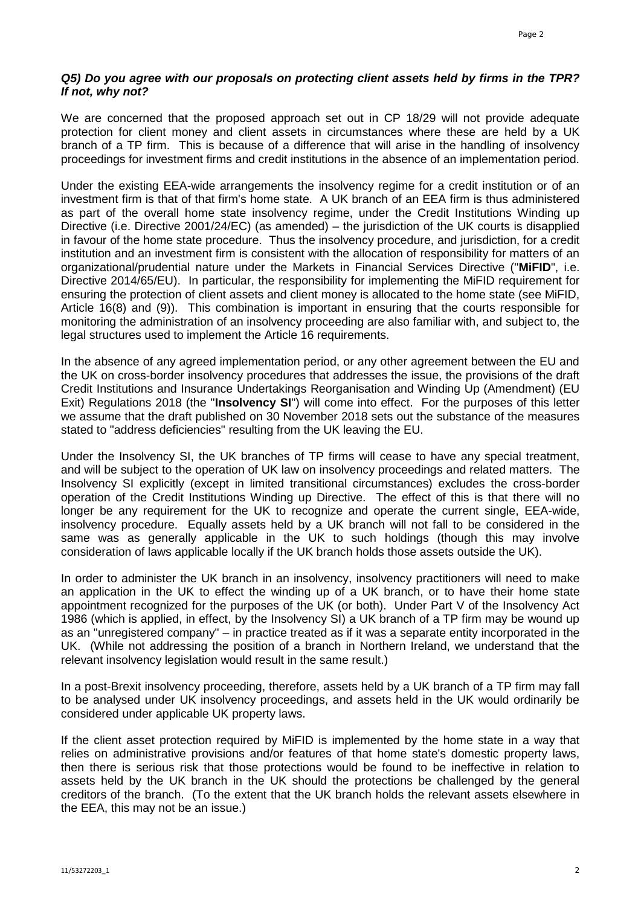***Q5) Do you agree with our proposals on protecting client assets held by firms in the TPR? If not, why not?***

We are concerned that the proposed approach set out in CP 18/29 will not provide adequate protection for client money and client assets in circumstances where these are held by a UK branch of a TP firm. This is because of a difference that will arise in the handling of insolvency proceedings for investment firms and credit institutions in the absence of an implementation period.

Under the existing EEA-wide arrangements the insolvency regime for a credit institution or of an investment firm is that of that firm's home state. A UK branch of an EEA firm is thus administered as part of the overall home state insolvency regime, under the Credit Institutions Winding up Directive (i.e. Directive 2001/24/EC) (as amended) – the jurisdiction of the UK courts is disapplied in favour of the home state procedure. Thus the insolvency procedure, and jurisdiction, for a credit institution and an investment firm is consistent with the allocation of responsibility for matters of an organizational/prudential nature under the Markets in Financial Services Directive ("**MiFID**", i.e. Directive 2014/65/EU). In particular, the responsibility for implementing the MiFID requirement for ensuring the protection of client assets and client money is allocated to the home state (see MiFID, Article 16(8) and (9)). This combination is important in ensuring that the courts responsible for monitoring the administration of an insolvency proceeding are also familiar with, and subject to, the legal structures used to implement the Article 16 requirements.

In the absence of any agreed implementation period, or any other agreement between the EU and the UK on cross-border insolvency procedures that addresses the issue, the provisions of the draft Credit Institutions and Insurance Undertakings Reorganisation and Winding Up (Amendment) (EU Exit) Regulations 2018 (the "**Insolvency SI**") will come into effect. For the purposes of this letter we assume that the draft published on 30 November 2018 sets out the substance of the measures stated to "address deficiencies" resulting from the UK leaving the EU.

Under the Insolvency SI, the UK branches of TP firms will cease to have any special treatment, and will be subject to the operation of UK law on insolvency proceedings and related matters. The Insolvency SI explicitly (except in limited transitional circumstances) excludes the cross-border operation of the Credit Institutions Winding up Directive. The effect of this is that there will no longer be any requirement for the UK to recognize and operate the current single, EEA-wide, insolvency procedure. Equally assets held by a UK branch will not fall to be considered in the same was as generally applicable in the UK to such holdings (though this may involve consideration of laws applicable locally if the UK branch holds those assets outside the UK).

In order to administer the UK branch in an insolvency, insolvency practitioners will need to make an application in the UK to effect the winding up of a UK branch, or to have their home state appointment recognized for the purposes of the UK (or both). Under Part V of the Insolvency Act 1986 (which is applied, in effect, by the Insolvency SI) a UK branch of a TP firm may be wound up as an "unregistered company" – in practice treated as if it was a separate entity incorporated in the UK. (While not addressing the position of a branch in Northern Ireland, we understand that the relevant insolvency legislation would result in the same result.)

In a post-Brexit insolvency proceeding, therefore, assets held by a UK branch of a TP firm may fall to be analysed under UK insolvency proceedings, and assets held in the UK would ordinarily be considered under applicable UK property laws.

If the client asset protection required by MiFID is implemented by the home state in a way that relies on administrative provisions and/or features of that home state's domestic property laws, then there is serious risk that those protections would be found to be ineffective in relation to assets held by the UK branch in the UK should the protections be challenged by the general creditors of the branch. (To the extent that the UK branch holds the relevant assets elsewhere in the EEA, this may not be an issue.)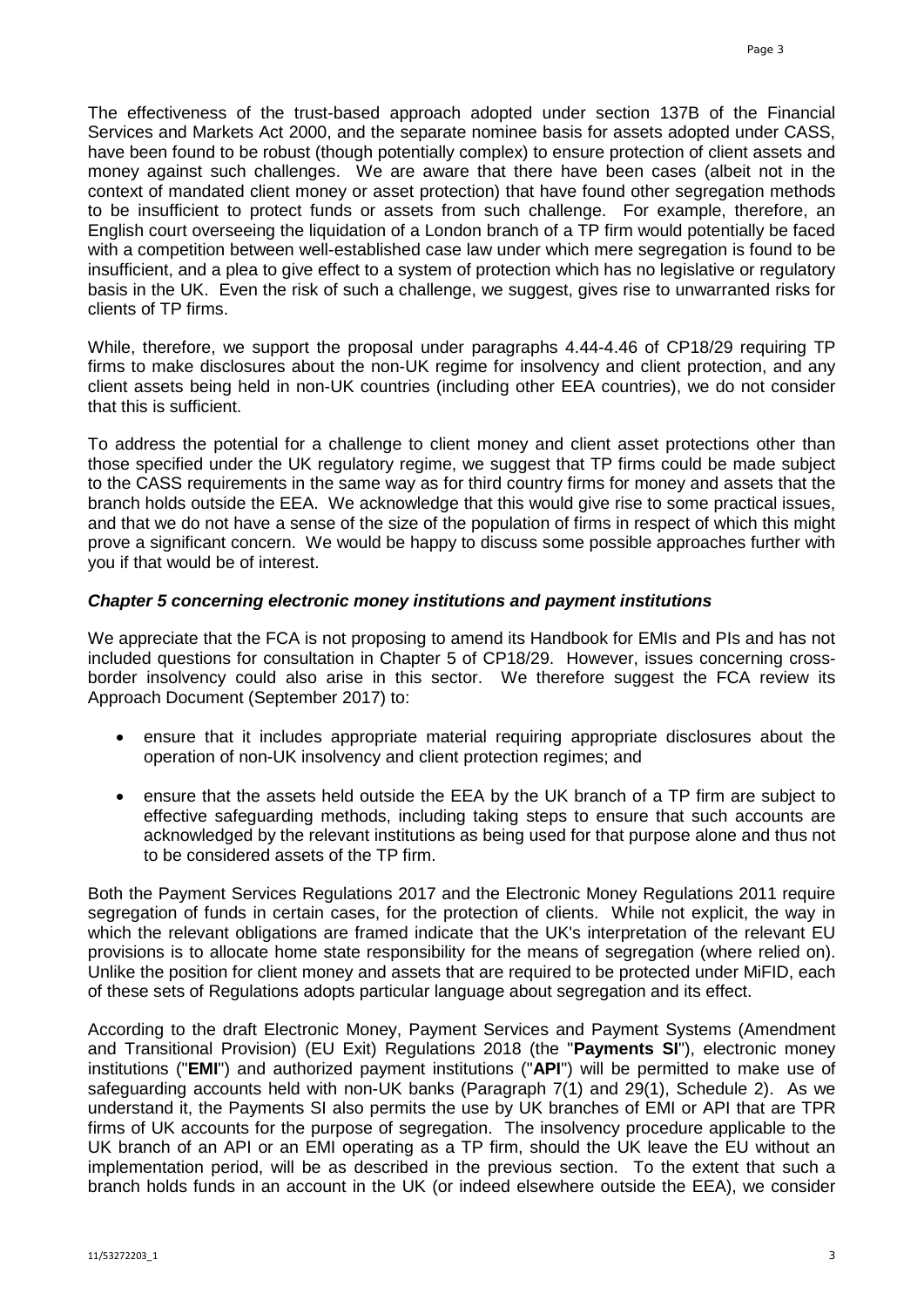The effectiveness of the trust-based approach adopted under section 137B of the Financial Services and Markets Act 2000, and the separate nominee basis for assets adopted under CASS, have been found to be robust (though potentially complex) to ensure protection of client assets and money against such challenges. We are aware that there have been cases (albeit not in the context of mandated client money or asset protection) that have found other segregation methods to be insufficient to protect funds or assets from such challenge. For example, therefore, an English court overseeing the liquidation of a London branch of a TP firm would potentially be faced with a competition between well-established case law under which mere segregation is found to be insufficient, and a plea to give effect to a system of protection which has no legislative or regulatory basis in the UK. Even the risk of such a challenge, we suggest, gives rise to unwarranted risks for clients of TP firms.

While, therefore, we support the proposal under paragraphs 4.44-4.46 of CP18/29 requiring TP firms to make disclosures about the non-UK regime for insolvency and client protection, and any client assets being held in non-UK countries (including other EEA countries), we do not consider that this is sufficient.

To address the potential for a challenge to client money and client asset protections other than those specified under the UK regulatory regime, we suggest that TP firms could be made subject to the CASS requirements in the same way as for third country firms for money and assets that the branch holds outside the EEA. We acknowledge that this would give rise to some practical issues, and that we do not have a sense of the size of the population of firms in respect of which this might prove a significant concern. We would be happy to discuss some possible approaches further with you if that would be of interest.

### *Chapter 5 concerning electronic money institutions and payment institutions*

We appreciate that the FCA is not proposing to amend its Handbook for EMIs and PIs and has not included questions for consultation in Chapter 5 of CP18/29. However, issues concerning cross-border insolvency could also arise in this sector. We therefore suggest the FCA review its Approach Document (September 2017) to:

- ensure that it includes appropriate material requiring appropriate disclosures about the operation of non-UK insolvency and client protection regimes; and
- ensure that the assets held outside the EEA by the UK branch of a TP firm are subject to effective safeguarding methods, including taking steps to ensure that such accounts are acknowledged by the relevant institutions as being used for that purpose alone and thus not to be considered assets of the TP firm.

Both the Payment Services Regulations 2017 and the Electronic Money Regulations 2011 require segregation of funds in certain cases, for the protection of clients. While not explicit, the way in which the relevant obligations are framed indicate that the UK's interpretation of the relevant EU provisions is to allocate home state responsibility for the means of segregation (where relied on). Unlike the position for client money and assets that are required to be protected under MiFID, each of these sets of Regulations adopts particular language about segregation and its effect.

According to the draft Electronic Money, Payment Services and Payment Systems (Amendment and Transitional Provision) (EU Exit) Regulations 2018 (the "**Payments SI**"), electronic money institutions ("**EMI**") and authorized payment institutions ("**API**") will be permitted to make use of safeguarding accounts held with non-UK banks (Paragraph 7(1) and 29(1), Schedule 2). As we understand it, the Payments SI also permits the use by UK branches of EMI or API that are TPR firms of UK accounts for the purpose of segregation. The insolvency procedure applicable to the UK branch of an API or an EMI operating as a TP firm, should the UK leave the EU without an implementation period, will be as described in the previous section. To the extent that such a branch holds funds in an account in the UK (or indeed elsewhere outside the EEA), we consider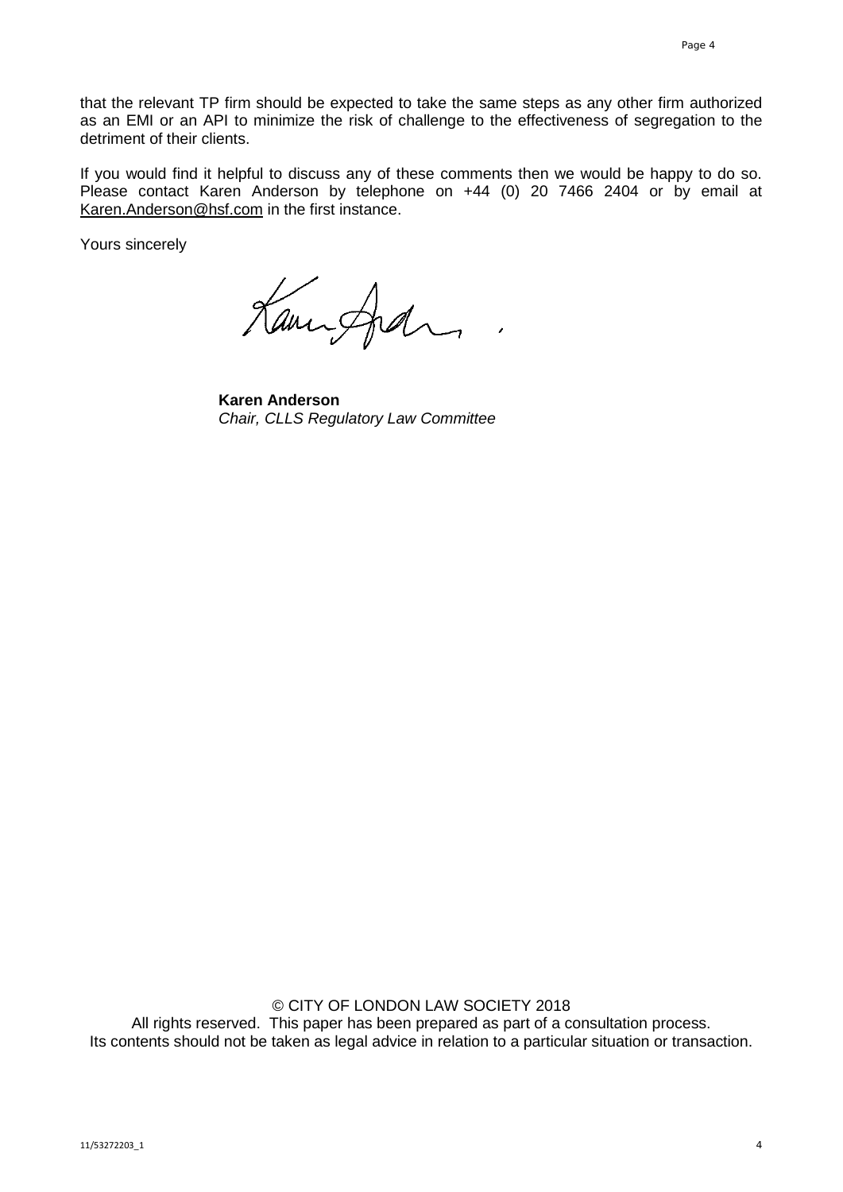that the relevant TP firm should be expected to take the same steps as any other firm authorized as an EMI or an API to minimize the risk of challenge to the effectiveness of segregation to the detriment of their clients.

If you would find it helpful to discuss any of these comments then we would be happy to do so. Please contact Karen Anderson by telephone on +44 (0) 20 7466 2404 or by email at Karen.Anderson@hsf.com in the first instance.

Yours sincerely

**Karen Anderson**
*Chair, CLLS Regulatory Law Committee*

© CITY OF LONDON LAW SOCIETY 2018
All rights reserved. This paper has been prepared as part of a consultation process.
Its contents should not be taken as legal advice in relation to a particular situation or transaction.

11/53272203_1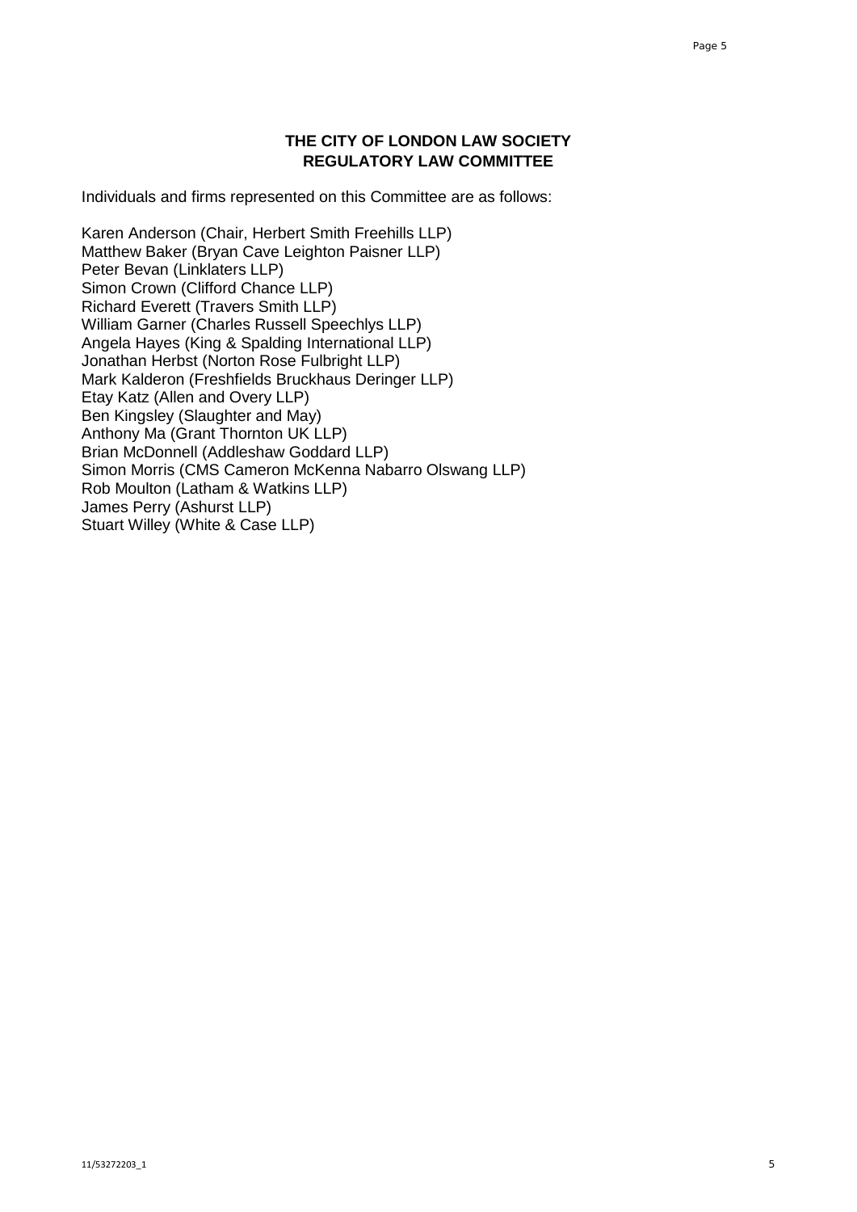## THE CITY OF LONDON LAW SOCIETY
## REGULATORY LAW COMMITTEE

Individuals and firms represented on this Committee are as follows:

Karen Anderson (Chair, Herbert Smith Freehills LLP)
Matthew Baker (Bryan Cave Leighton Paisner LLP)
Peter Bevan (Linklaters LLP)
Simon Crown (Clifford Chance LLP)
Richard Everett (Travers Smith LLP)
William Garner (Charles Russell Speechlys LLP)
Angela Hayes (King & Spalding International LLP)
Jonathan Herbst (Norton Rose Fulbright LLP)
Mark Kalderon (Freshfields Bruckhaus Deringer LLP)
Etay Katz (Allen and Overy LLP)
Ben Kingsley (Slaughter and May)
Anthony Ma (Grant Thornton UK LLP)
Brian McDonnell (Addleshaw Goddard LLP)
Simon Morris (CMS Cameron McKenna Nabarro Olswang LLP)
Rob Moulton (Latham & Watkins LLP)
James Perry (Ashurst LLP)
Stuart Willey (White & Case LLP)